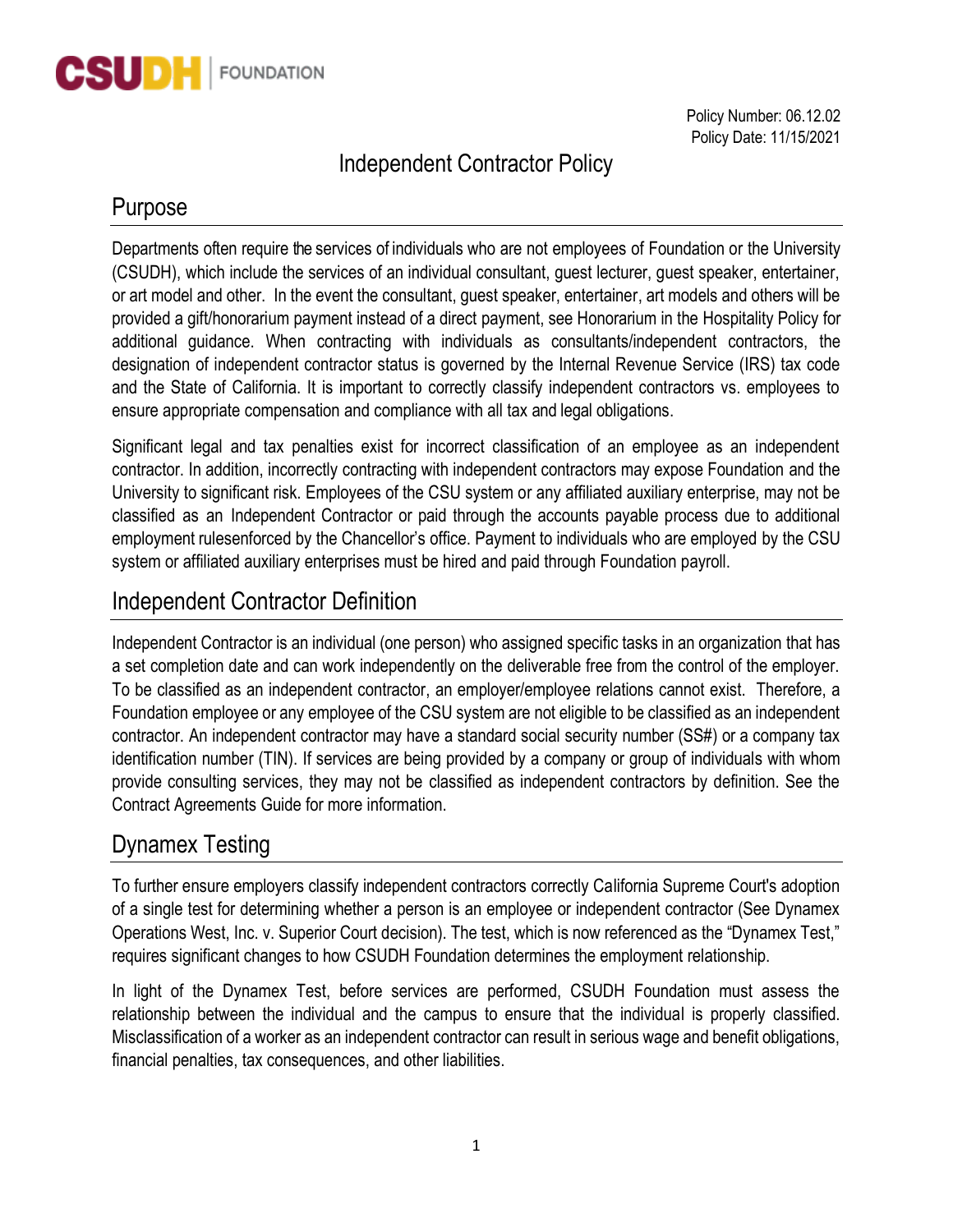CSUDH | FOUNDATION

Policy Number: 06.12.02
Policy Date: 11/15/2021

# Independent Contractor Policy

## Purpose

Departments often require the services of individuals who are not employees of Foundation or the University (CSUDH), which include the services of an individual consultant, guest lecturer, guest speaker, entertainer, or art model and other. In the event the consultant, guest speaker, entertainer, art models and others will be provided a gift/honorarium payment instead of a direct payment, see Honorarium in the Hospitality Policy for additional guidance. When contracting with individuals as consultants/independent contractors, the designation of independent contractor status is governed by the Internal Revenue Service (IRS) tax code and the State of California. It is important to correctly classify independent contractors vs. employees to ensure appropriate compensation and compliance with all tax and legal obligations.

Significant legal and tax penalties exist for incorrect classification of an employee as an independent contractor. In addition, incorrectly contracting with independent contractors may expose Foundation and the University to significant risk. Employees of the CSU system or any affiliated auxiliary enterprise, may not be classified as an Independent Contractor or paid through the accounts payable process due to additional employment rulesenforced by the Chancellor's office. Payment to individuals who are employed by the CSU system or affiliated auxiliary enterprises must be hired and paid through Foundation payroll.

## Independent Contractor Definition

Independent Contractor is an individual (one person) who assigned specific tasks in an organization that has a set completion date and can work independently on the deliverable free from the control of the employer. To be classified as an independent contractor, an employer/employee relations cannot exist. Therefore, a Foundation employee or any employee of the CSU system are not eligible to be classified as an independent contractor. An independent contractor may have a standard social security number (SS#) or a company tax identification number (TIN). If services are being provided by a company or group of individuals with whom provide consulting services, they may not be classified as independent contractors by definition. See the Contract Agreements Guide for more information.

## Dynamex Testing

To further ensure employers classify independent contractors correctly California Supreme Court's adoption of a single test for determining whether a person is an employee or independent contractor (See Dynamex Operations West, Inc. v. Superior Court decision). The test, which is now referenced as the "Dynamex Test," requires significant changes to how CSUDH Foundation determines the employment relationship.

In light of the Dynamex Test, before services are performed, CSUDH Foundation must assess the relationship between the individual and the campus to ensure that the individual is properly classified. Misclassification of a worker as an independent contractor can result in serious wage and benefit obligations, financial penalties, tax consequences, and other liabilities.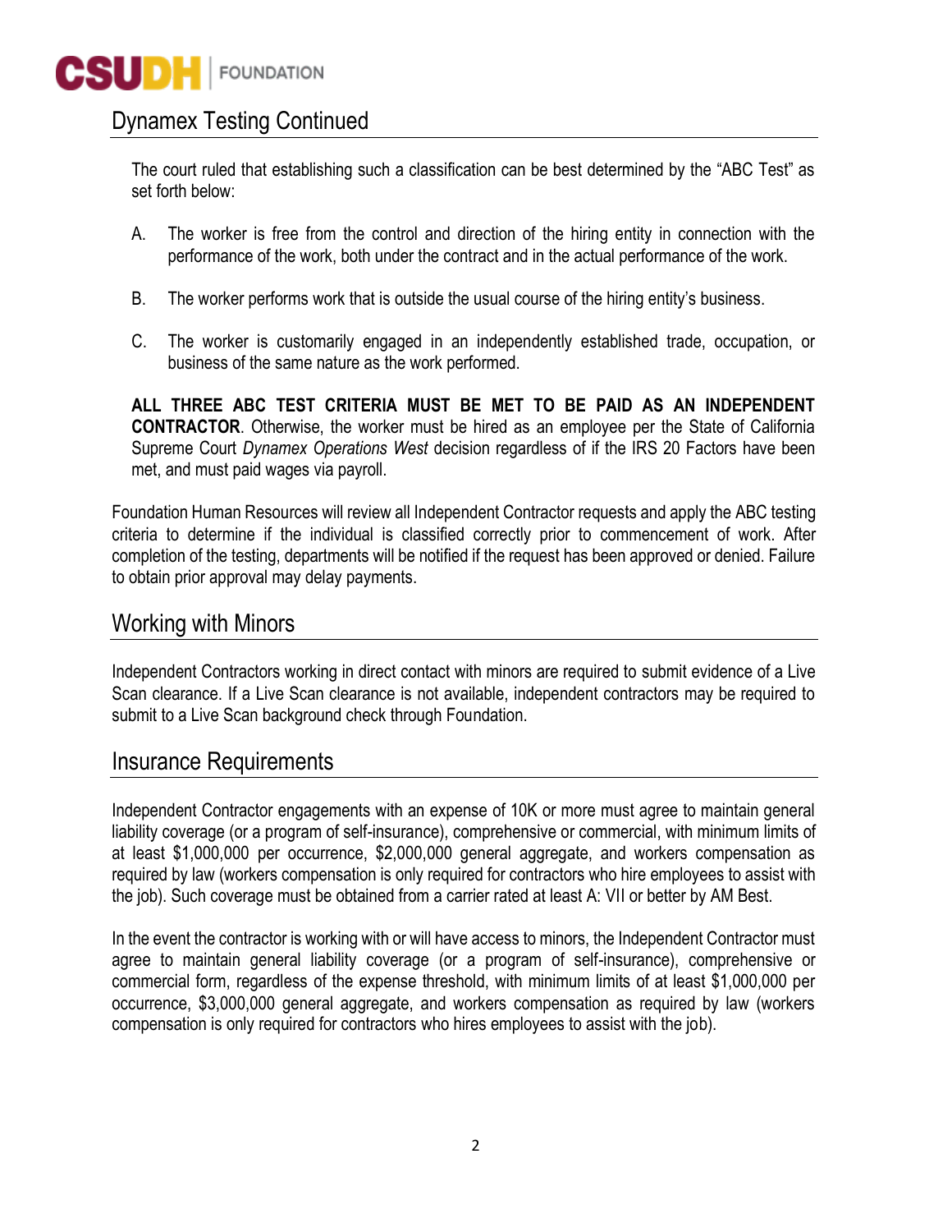## Dynamex Testing Continued

The court ruled that establishing such a classification can be best determined by the "ABC Test" as set forth below:

A. The worker is free from the control and direction of the hiring entity in connection with the performance of the work, both under the contract and in the actual performance of the work.

B. The worker performs work that is outside the usual course of the hiring entity's business.

C. The worker is customarily engaged in an independently established trade, occupation, or business of the same nature as the work performed.

**ALL THREE ABC TEST CRITERIA MUST BE MET TO BE PAID AS AN INDEPENDENT CONTRACTOR**. Otherwise, the worker must be hired as an employee per the State of California Supreme Court *Dynamex Operations West* decision regardless of if the IRS 20 Factors have been met, and must paid wages via payroll.

Foundation Human Resources will review all Independent Contractor requests and apply the ABC testing criteria to determine if the individual is classified correctly prior to commencement of work. After completion of the testing, departments will be notified if the request has been approved or denied. Failure to obtain prior approval may delay payments.

## Working with Minors

Independent Contractors working in direct contact with minors are required to submit evidence of a Live Scan clearance. If a Live Scan clearance is not available, independent contractors may be required to submit to a Live Scan background check through Foundation.

## Insurance Requirements

Independent Contractor engagements with an expense of 10K or more must agree to maintain general liability coverage (or a program of self-insurance), comprehensive or commercial, with minimum limits of at least $1,000,000 per occurrence, $2,000,000 general aggregate, and workers compensation as required by law (workers compensation is only required for contractors who hire employees to assist with the job). Such coverage must be obtained from a carrier rated at least A: VII or better by AM Best.

In the event the contractor is working with or will have access to minors, the Independent Contractor must agree to maintain general liability coverage (or a program of self-insurance), comprehensive or commercial form, regardless of the expense threshold, with minimum limits of at least $1,000,000 per occurrence, $3,000,000 general aggregate, and workers compensation as required by law (workers compensation is only required for contractors who hires employees to assist with the job).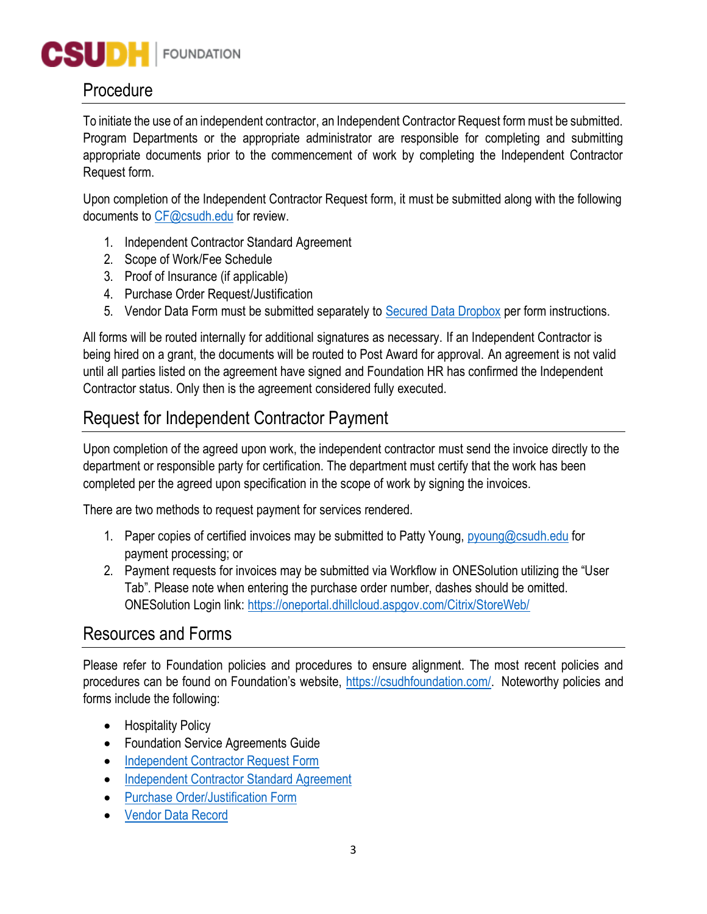## Procedure

To initiate the use of an independent contractor, an Independent Contractor Request form must be submitted. Program Departments or the appropriate administrator are responsible for completing and submitting appropriate documents prior to the commencement of work by completing the Independent Contractor Request form.

Upon completion of the Independent Contractor Request form, it must be submitted along with the following documents to CF@csudh.edu for review.

1. Independent Contractor Standard Agreement
2. Scope of Work/Fee Schedule
3. Proof of Insurance (if applicable)
4. Purchase Order Request/Justification
5. Vendor Data Form must be submitted separately to Secured Data Dropbox per form instructions.

All forms will be routed internally for additional signatures as necessary. If an Independent Contractor is being hired on a grant, the documents will be routed to Post Award for approval. An agreement is not valid until all parties listed on the agreement have signed and Foundation HR has confirmed the Independent Contractor status. Only then is the agreement considered fully executed.

## Request for Independent Contractor Payment

Upon completion of the agreed upon work, the independent contractor must send the invoice directly to the department or responsible party for certification. The department must certify that the work has been completed per the agreed upon specification in the scope of work by signing the invoices.

There are two methods to request payment for services rendered.

1. Paper copies of certified invoices may be submitted to Patty Young, pyoung@csudh.edu for payment processing; or
2. Payment requests for invoices may be submitted via Workflow in ONESolution utilizing the "User Tab". Please note when entering the purchase order number, dashes should be omitted. ONESolution Login link: https://oneportal.dhillcloud.aspgov.com/Citrix/StoreWeb/

## Resources and Forms

Please refer to Foundation policies and procedures to ensure alignment. The most recent policies and procedures can be found on Foundation's website, https://csudhfoundation.com/. Noteworthy policies and forms include the following:

- Hospitality Policy
- Foundation Service Agreements Guide
- Independent Contractor Request Form
- Independent Contractor Standard Agreement
- Purchase Order/Justification Form
- Vendor Data Record